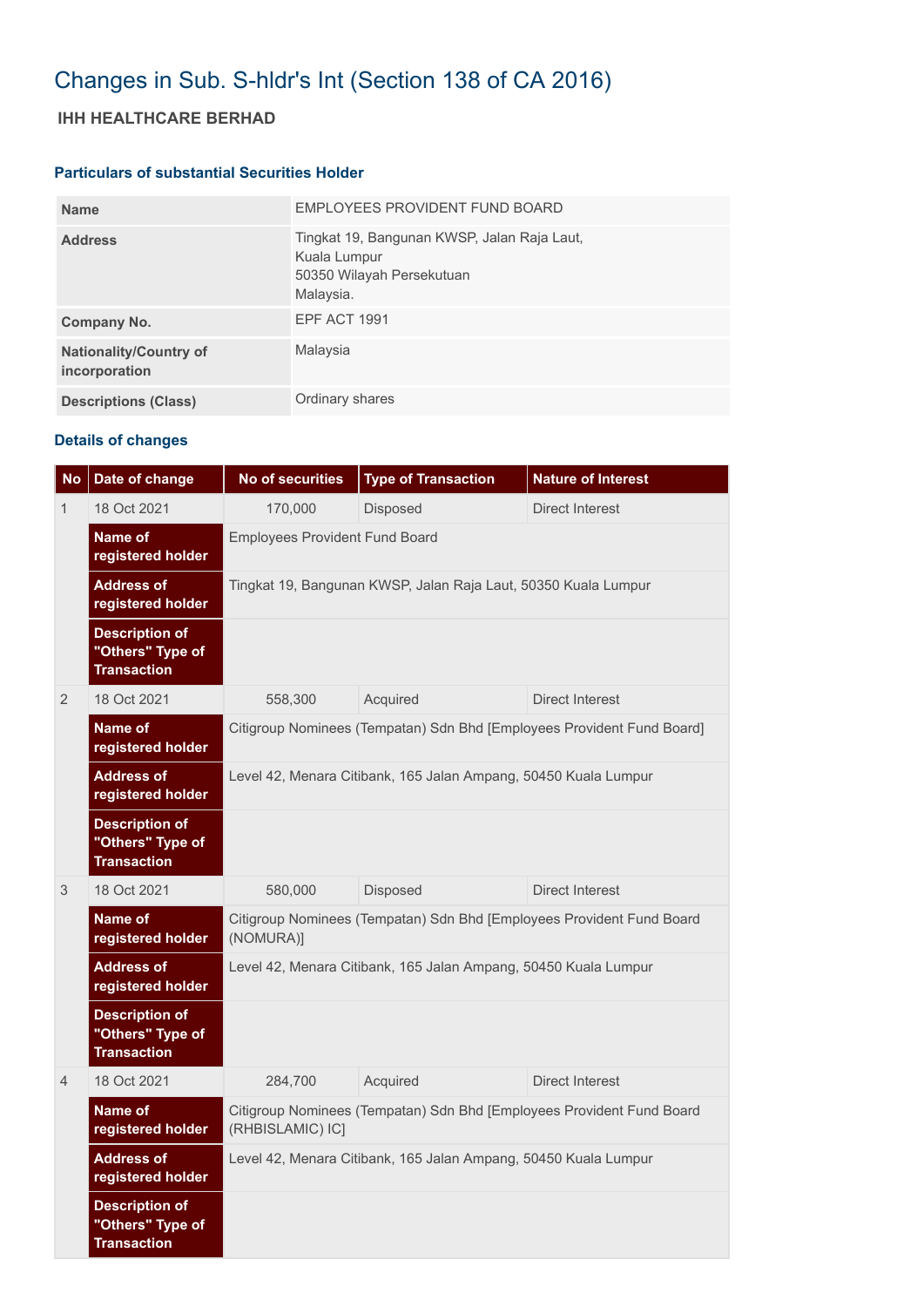# Changes in Sub. S-hldr's Int (Section 138 of CA 2016)

## IHH HEALTHCARE BERHAD

### Particulars of substantial Securities Holder

| | |
|---|---|
| **Name** | EMPLOYEES PROVIDENT FUND BOARD |
| **Address** | Tingkat 19, Bangunan KWSP, Jalan Raja Laut, Kuala Lumpur 50350 Wilayah Persekutuan Malaysia. |
| **Company No.** | EPF ACT 1991 |
| **Nationality/Country of incorporation** | Malaysia |
| **Descriptions (Class)** | Ordinary shares |

### Details of changes

| No | Date of change | No of securities | Type of Transaction | Nature of Interest |
|---|---|---|---|---|
| 1 | 18 Oct 2021 | 170,000 | Disposed | Direct Interest |
| | **Name of registered holder** | Employees Provident Fund Board | | |
| | **Address of registered holder** | Tingkat 19, Bangunan KWSP, Jalan Raja Laut, 50350 Kuala Lumpur | | |
| | **Description of "Others" Type of Transaction** | | | |
| 2 | 18 Oct 2021 | 558,300 | Acquired | Direct Interest |
| | **Name of registered holder** | Citigroup Nominees (Tempatan) Sdn Bhd [Employees Provident Fund Board] | | |
| | **Address of registered holder** | Level 42, Menara Citibank, 165 Jalan Ampang, 50450 Kuala Lumpur | | |
| | **Description of "Others" Type of Transaction** | | | |
| 3 | 18 Oct 2021 | 580,000 | Disposed | Direct Interest |
| | **Name of registered holder** | Citigroup Nominees (Tempatan) Sdn Bhd [Employees Provident Fund Board (NOMURA)] | | |
| | **Address of registered holder** | Level 42, Menara Citibank, 165 Jalan Ampang, 50450 Kuala Lumpur | | |
| | **Description of "Others" Type of Transaction** | | | |
| 4 | 18 Oct 2021 | 284,700 | Acquired | Direct Interest |
| | **Name of registered holder** | Citigroup Nominees (Tempatan) Sdn Bhd [Employees Provident Fund Board (RHBISLAMIC) IC] | | |
| | **Address of registered holder** | Level 42, Menara Citibank, 165 Jalan Ampang, 50450 Kuala Lumpur | | |
| | **Description of "Others" Type of Transaction** | | | |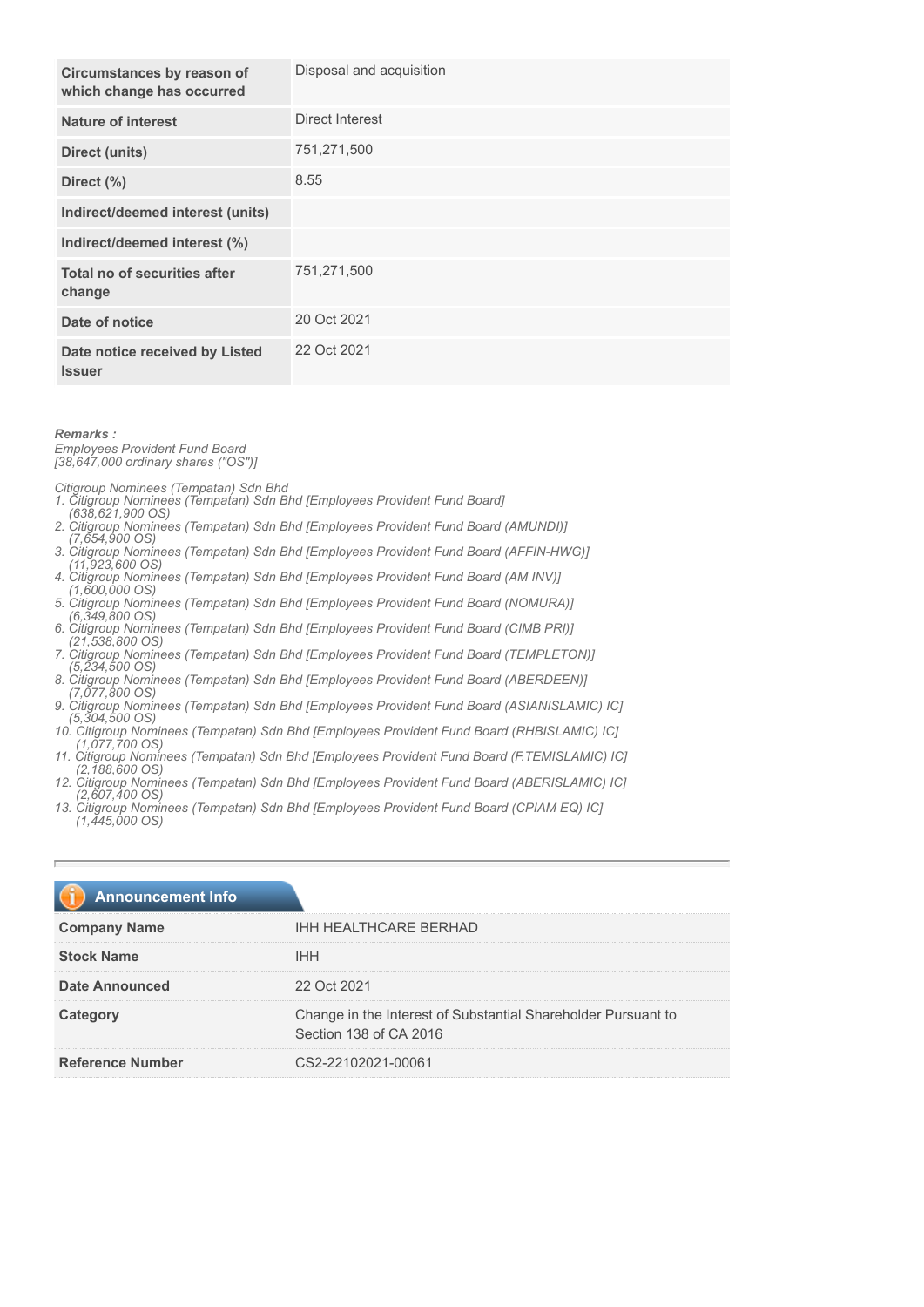| | |
|---|---|
| **Circumstances by reason of which change has occurred** | Disposal and acquisition |
| **Nature of interest** | Direct Interest |
| **Direct (units)** | 751,271,500 |
| **Direct (%)** | 8.55 |
| **Indirect/deemed interest (units)** | |
| **Indirect/deemed interest (%)** | |
| **Total no of securities after change** | 751,271,500 |
| **Date of notice** | 20 Oct 2021 |
| **Date notice received by Listed Issuer** | 22 Oct 2021 |

***Remarks :***
*Employees Provident Fund Board*
*[38,647,000 ordinary shares ("OS")]*

*Citigroup Nominees (Tempatan) Sdn Bhd*

1. *Citigroup Nominees (Tempatan) Sdn Bhd [Employees Provident Fund Board] (638,621,900 OS)*
2. *Citigroup Nominees (Tempatan) Sdn Bhd [Employees Provident Fund Board (AMUNDI)] (7,654,900 OS)*
3. *Citigroup Nominees (Tempatan) Sdn Bhd [Employees Provident Fund Board (AFFIN-HWG)] (11,923,600 OS)*
4. *Citigroup Nominees (Tempatan) Sdn Bhd [Employees Provident Fund Board (AM INV)] (1,600,000 OS)*
5. *Citigroup Nominees (Tempatan) Sdn Bhd [Employees Provident Fund Board (NOMURA)] (6,349,800 OS)*
6. *Citigroup Nominees (Tempatan) Sdn Bhd [Employees Provident Fund Board (CIMB PRI)] (21,538,800 OS)*
7. *Citigroup Nominees (Tempatan) Sdn Bhd [Employees Provident Fund Board (TEMPLETON)] (5,234,500 OS)*
8. *Citigroup Nominees (Tempatan) Sdn Bhd [Employees Provident Fund Board (ABERDEEN)] (7,077,800 OS)*
9. *Citigroup Nominees (Tempatan) Sdn Bhd [Employees Provident Fund Board (ASIANISLAMIC) IC] (5,304,500 OS)*
10. *Citigroup Nominees (Tempatan) Sdn Bhd [Employees Provident Fund Board (RHBISLAMIC) IC] (1,077,700 OS)*
11. *Citigroup Nominees (Tempatan) Sdn Bhd [Employees Provident Fund Board (F.TEMISLAMIC) IC] (2,188,600 OS)*
12. *Citigroup Nominees (Tempatan) Sdn Bhd [Employees Provident Fund Board (ABERISLAMIC) IC] (2,607,400 OS)*
13. *Citigroup Nominees (Tempatan) Sdn Bhd [Employees Provident Fund Board (CPIAM EQ) IC] (1,445,000 OS)*

---

## Announcement Info

| | |
|---|---|
| **Company Name** | IHH HEALTHCARE BERHAD |
| **Stock Name** | IHH |
| **Date Announced** | 22 Oct 2021 |
| **Category** | Change in the Interest of Substantial Shareholder Pursuant to Section 138 of CA 2016 |
| **Reference Number** | CS2-22102021-00061 |